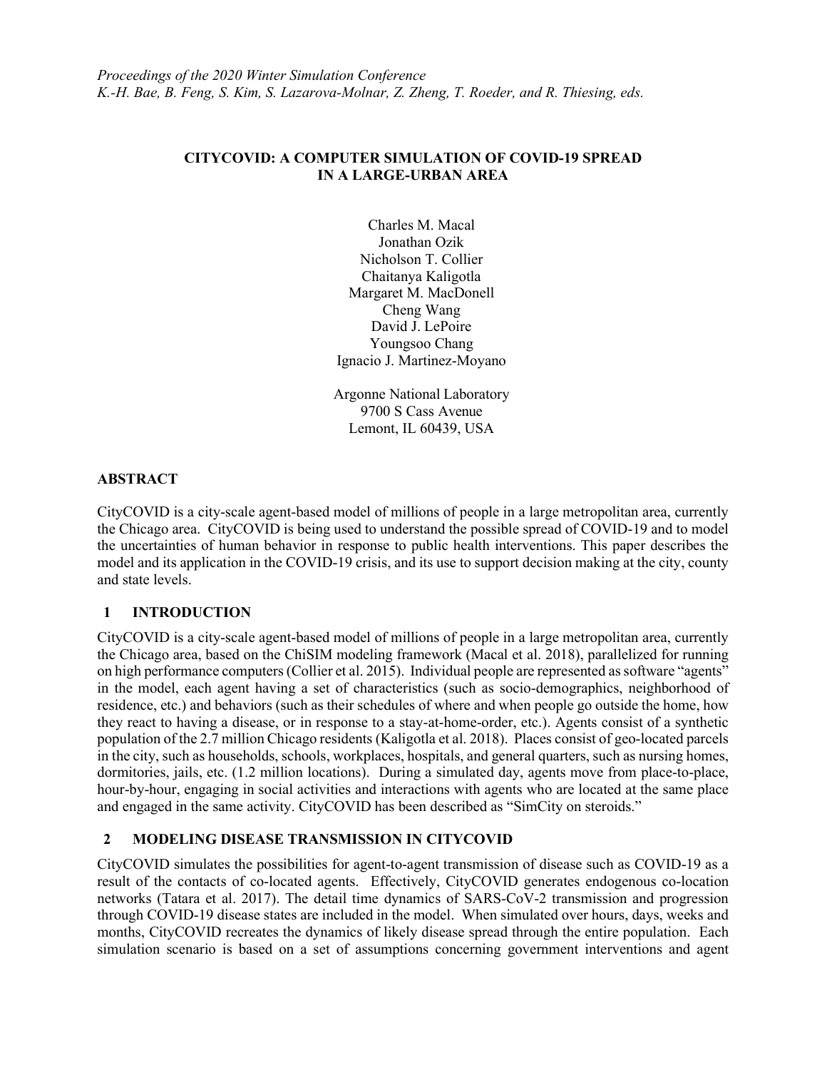*Proceedings of the 2020 Winter Simulation Conference*
*K.-H. Bae, B. Feng, S. Kim, S. Lazarova-Molnar, Z. Zheng, T. Roeder, and R. Thiesing, eds.*

# CITYCOVID: A COMPUTER SIMULATION OF COVID-19 SPREAD IN A LARGE-URBAN AREA

Charles M. Macal
Jonathan Ozik
Nicholson T. Collier
Chaitanya Kaligotla
Margaret M. MacDonell
Cheng Wang
David J. LePoire
Youngsoo Chang
Ignacio J. Martinez-Moyano

Argonne National Laboratory
9700 S Cass Avenue
Lemont, IL 60439, USA

## ABSTRACT

CityCOVID is a city-scale agent-based model of millions of people in a large metropolitan area, currently the Chicago area. CityCOVID is being used to understand the possible spread of COVID-19 and to model the uncertainties of human behavior in response to public health interventions. This paper describes the model and its application in the COVID-19 crisis, and its use to support decision making at the city, county and state levels.

## 1 INTRODUCTION

CityCOVID is a city-scale agent-based model of millions of people in a large metropolitan area, currently the Chicago area, based on the ChiSIM modeling framework (Macal et al. 2018), parallelized for running on high performance computers (Collier et al. 2015). Individual people are represented as software "agents" in the model, each agent having a set of characteristics (such as socio-demographics, neighborhood of residence, etc.) and behaviors (such as their schedules of where and when people go outside the home, how they react to having a disease, or in response to a stay-at-home-order, etc.). Agents consist of a synthetic population of the 2.7 million Chicago residents (Kaligotla et al. 2018). Places consist of geo-located parcels in the city, such as households, schools, workplaces, hospitals, and general quarters, such as nursing homes, dormitories, jails, etc. (1.2 million locations). During a simulated day, agents move from place-to-place, hour-by-hour, engaging in social activities and interactions with agents who are located at the same place and engaged in the same activity. CityCOVID has been described as "SimCity on steroids."

## 2 MODELING DISEASE TRANSMISSION IN CITYCOVID

CityCOVID simulates the possibilities for agent-to-agent transmission of disease such as COVID-19 as a result of the contacts of co-located agents. Effectively, CityCOVID generates endogenous co-location networks (Tatara et al. 2017). The detail time dynamics of SARS-CoV-2 transmission and progression through COVID-19 disease states are included in the model. When simulated over hours, days, weeks and months, CityCOVID recreates the dynamics of likely disease spread through the entire population. Each simulation scenario is based on a set of assumptions concerning government interventions and agent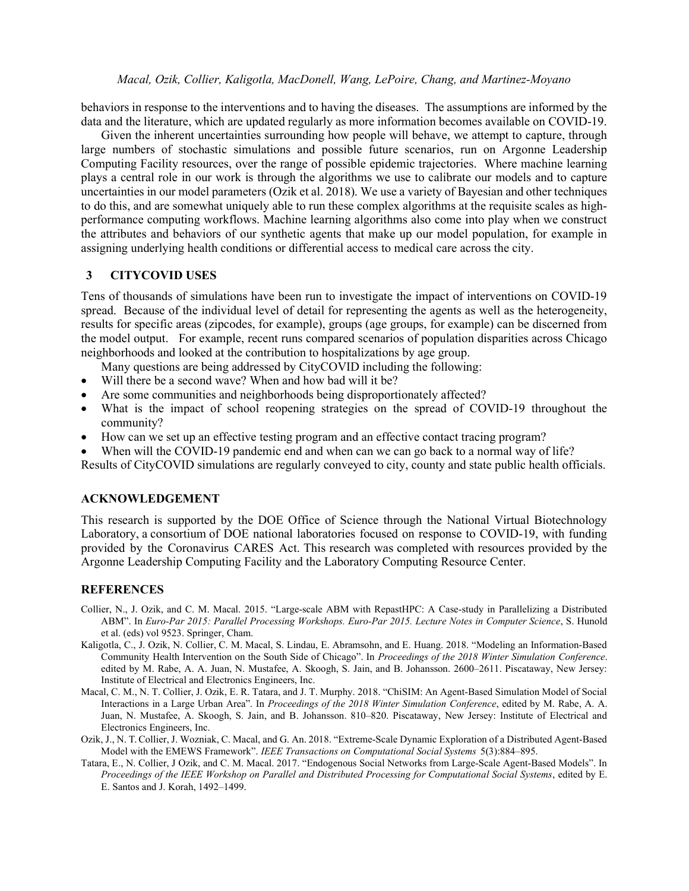behaviors in response to the interventions and to having the diseases. The assumptions are informed by the data and the literature, which are updated regularly as more information becomes available on COVID-19.

Given the inherent uncertainties surrounding how people will behave, we attempt to capture, through large numbers of stochastic simulations and possible future scenarios, run on Argonne Leadership Computing Facility resources, over the range of possible epidemic trajectories. Where machine learning plays a central role in our work is through the algorithms we use to calibrate our models and to capture uncertainties in our model parameters (Ozik et al. 2018). We use a variety of Bayesian and other techniques to do this, and are somewhat uniquely able to run these complex algorithms at the requisite scales as high-performance computing workflows. Machine learning algorithms also come into play when we construct the attributes and behaviors of our synthetic agents that make up our model population, for example in assigning underlying health conditions or differential access to medical care across the city.

## 3 CITYCOVID USES

Tens of thousands of simulations have been run to investigate the impact of interventions on COVID-19 spread. Because of the individual level of detail for representing the agents as well as the heterogeneity, results for specific areas (zipcodes, for example), groups (age groups, for example) can be discerned from the model output. For example, recent runs compared scenarios of population disparities across Chicago neighborhoods and looked at the contribution to hospitalizations by age group.

Many questions are being addressed by CityCOVID including the following:

- Will there be a second wave? When and how bad will it be?
- Are some communities and neighborhoods being disproportionately affected?
- What is the impact of school reopening strategies on the spread of COVID-19 throughout the community?
- How can we set up an effective testing program and an effective contact tracing program?
- When will the COVID-19 pandemic end and when can we can go back to a normal way of life?

Results of CityCOVID simulations are regularly conveyed to city, county and state public health officials.

## ACKNOWLEDGEMENT

This research is supported by the DOE Office of Science through the National Virtual Biotechnology Laboratory, a consortium of DOE national laboratories focused on response to COVID-19, with funding provided by the Coronavirus CARES Act. This research was completed with resources provided by the Argonne Leadership Computing Facility and the Laboratory Computing Resource Center.

## REFERENCES

Collier, N., J. Ozik, and C. M. Macal. 2015. "Large-scale ABM with RepastHPC: A Case-study in Parallelizing a Distributed ABM". In *Euro-Par 2015: Parallel Processing Workshops. Euro-Par 2015. Lecture Notes in Computer Science*, S. Hunold et al. (eds) vol 9523. Springer, Cham.

Kaligotla, C., J. Ozik, N. Collier, C. M. Macal, S. Lindau, E. Abramsohn, and E. Huang. 2018. "Modeling an Information-Based Community Health Intervention on the South Side of Chicago". In *Proceedings of the 2018 Winter Simulation Conference*. edited by M. Rabe, A. A. Juan, N. Mustafee, A. Skoogh, S. Jain, and B. Johansson. 2600–2611. Piscataway, New Jersey: Institute of Electrical and Electronics Engineers, Inc.

Macal, C. M., N. T. Collier, J. Ozik, E. R. Tatara, and J. T. Murphy. 2018. "ChiSIM: An Agent-Based Simulation Model of Social Interactions in a Large Urban Area". In *Proceedings of the 2018 Winter Simulation Conference*, edited by M. Rabe, A. A. Juan, N. Mustafee, A. Skoogh, S. Jain, and B. Johansson. 810–820. Piscataway, New Jersey: Institute of Electrical and Electronics Engineers, Inc.

Ozik, J., N. T. Collier, J. Wozniak, C. Macal, and G. An. 2018. "Extreme-Scale Dynamic Exploration of a Distributed Agent-Based Model with the EMEWS Framework". *IEEE Transactions on Computational Social Systems* 5(3):884–895.

Tatara, E., N. Collier, J Ozik, and C. M. Macal. 2017. "Endogenous Social Networks from Large-Scale Agent-Based Models". In *Proceedings of the IEEE Workshop on Parallel and Distributed Processing for Computational Social Systems*, edited by E. E. Santos and J. Korah, 1492–1499.